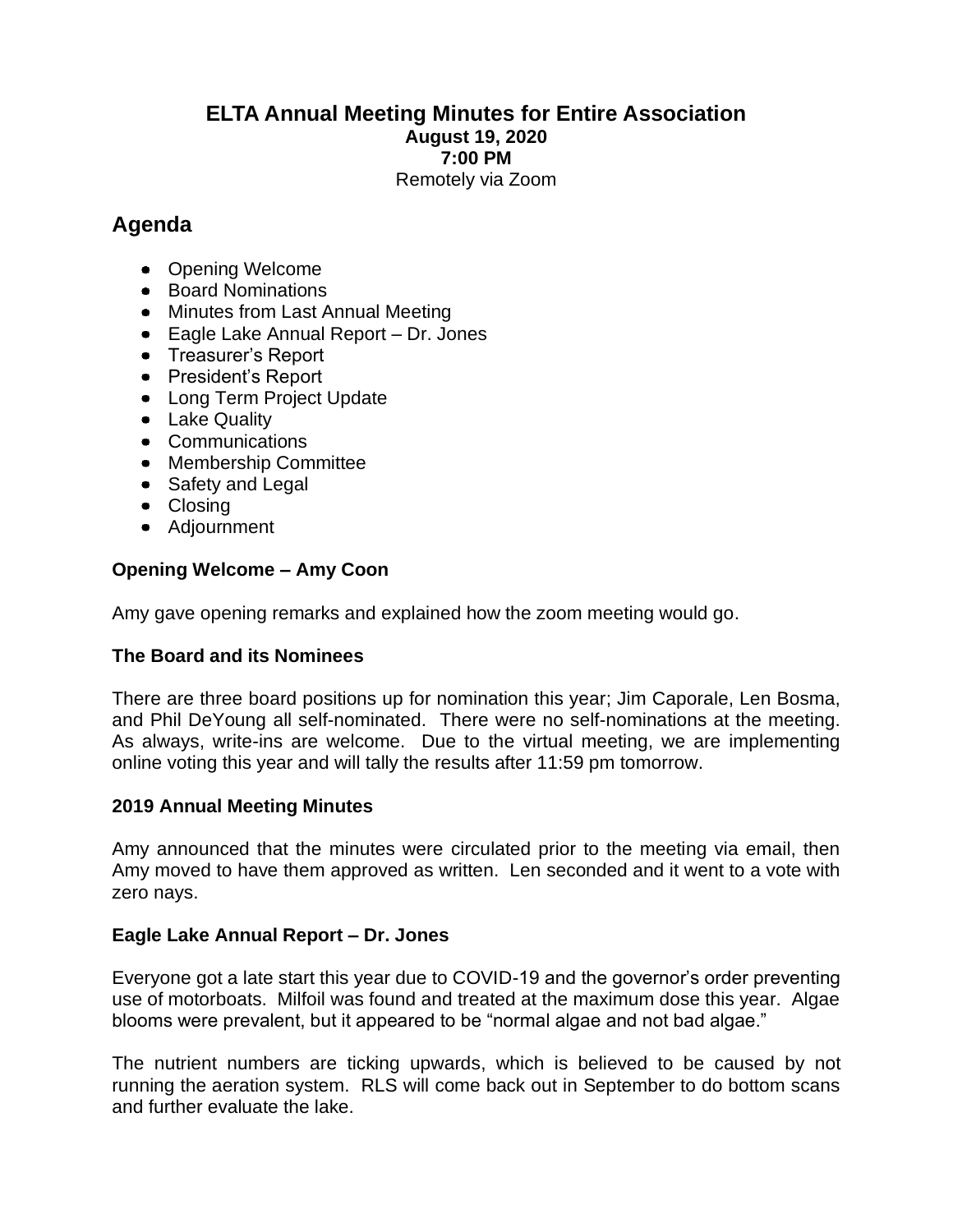# ELTA Annual Meeting Minutes for Entire Association

**August 19, 2020**
**7:00 PM**
Remotely via Zoom

## Agenda

- Opening Welcome
- Board Nominations
- Minutes from Last Annual Meeting
- Eagle Lake Annual Report – Dr. Jones
- Treasurer's Report
- President's Report
- Long Term Project Update
- Lake Quality
- Communications
- Membership Committee
- Safety and Legal
- Closing
- Adjournment

### Opening Welcome – Amy Coon

Amy gave opening remarks and explained how the zoom meeting would go.

### The Board and its Nominees

There are three board positions up for nomination this year; Jim Caporale, Len Bosma, and Phil DeYoung all self-nominated. There were no self-nominations at the meeting. As always, write-ins are welcome. Due to the virtual meeting, we are implementing online voting this year and will tally the results after 11:59 pm tomorrow.

### 2019 Annual Meeting Minutes

Amy announced that the minutes were circulated prior to the meeting via email, then Amy moved to have them approved as written. Len seconded and it went to a vote with zero nays.

### Eagle Lake Annual Report – Dr. Jones

Everyone got a late start this year due to COVID-19 and the governor's order preventing use of motorboats. Milfoil was found and treated at the maximum dose this year. Algae blooms were prevalent, but it appeared to be "normal algae and not bad algae."

The nutrient numbers are ticking upwards, which is believed to be caused by not running the aeration system. RLS will come back out in September to do bottom scans and further evaluate the lake.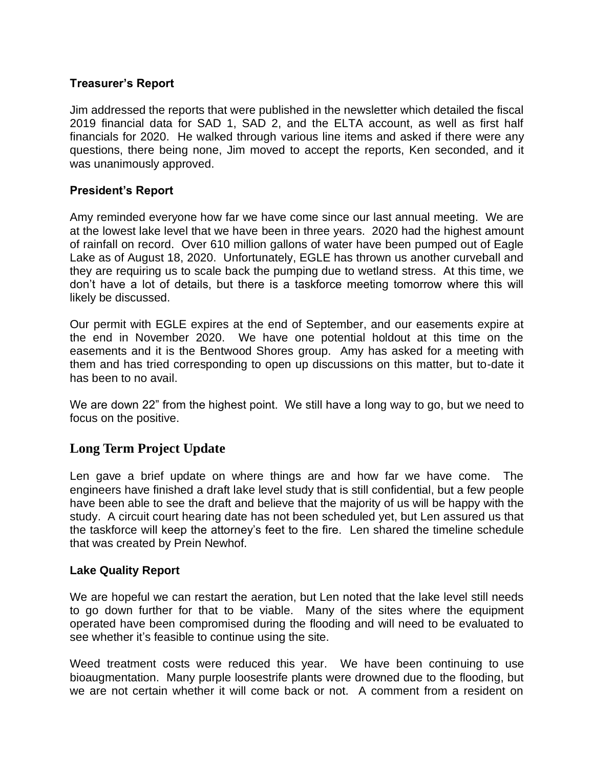### Treasurer's Report

Jim addressed the reports that were published in the newsletter which detailed the fiscal 2019 financial data for SAD 1, SAD 2, and the ELTA account, as well as first half financials for 2020. He walked through various line items and asked if there were any questions, there being none, Jim moved to accept the reports, Ken seconded, and it was unanimously approved.

### President's Report

Amy reminded everyone how far we have come since our last annual meeting. We are at the lowest lake level that we have been in three years. 2020 had the highest amount of rainfall on record. Over 610 million gallons of water have been pumped out of Eagle Lake as of August 18, 2020. Unfortunately, EGLE has thrown us another curveball and they are requiring us to scale back the pumping due to wetland stress. At this time, we don't have a lot of details, but there is a taskforce meeting tomorrow where this will likely be discussed.

Our permit with EGLE expires at the end of September, and our easements expire at the end in November 2020. We have one potential holdout at this time on the easements and it is the Bentwood Shores group. Amy has asked for a meeting with them and has tried corresponding to open up discussions on this matter, but to-date it has been to no avail.

We are down 22" from the highest point. We still have a long way to go, but we need to focus on the positive.

## Long Term Project Update

Len gave a brief update on where things are and how far we have come. The engineers have finished a draft lake level study that is still confidential, but a few people have been able to see the draft and believe that the majority of us will be happy with the study. A circuit court hearing date has not been scheduled yet, but Len assured us that the taskforce will keep the attorney's feet to the fire. Len shared the timeline schedule that was created by Prein Newhof.

### Lake Quality Report

We are hopeful we can restart the aeration, but Len noted that the lake level still needs to go down further for that to be viable. Many of the sites where the equipment operated have been compromised during the flooding and will need to be evaluated to see whether it's feasible to continue using the site.

Weed treatment costs were reduced this year. We have been continuing to use bioaugmentation. Many purple loosestrife plants were drowned due to the flooding, but we are not certain whether it will come back or not. A comment from a resident on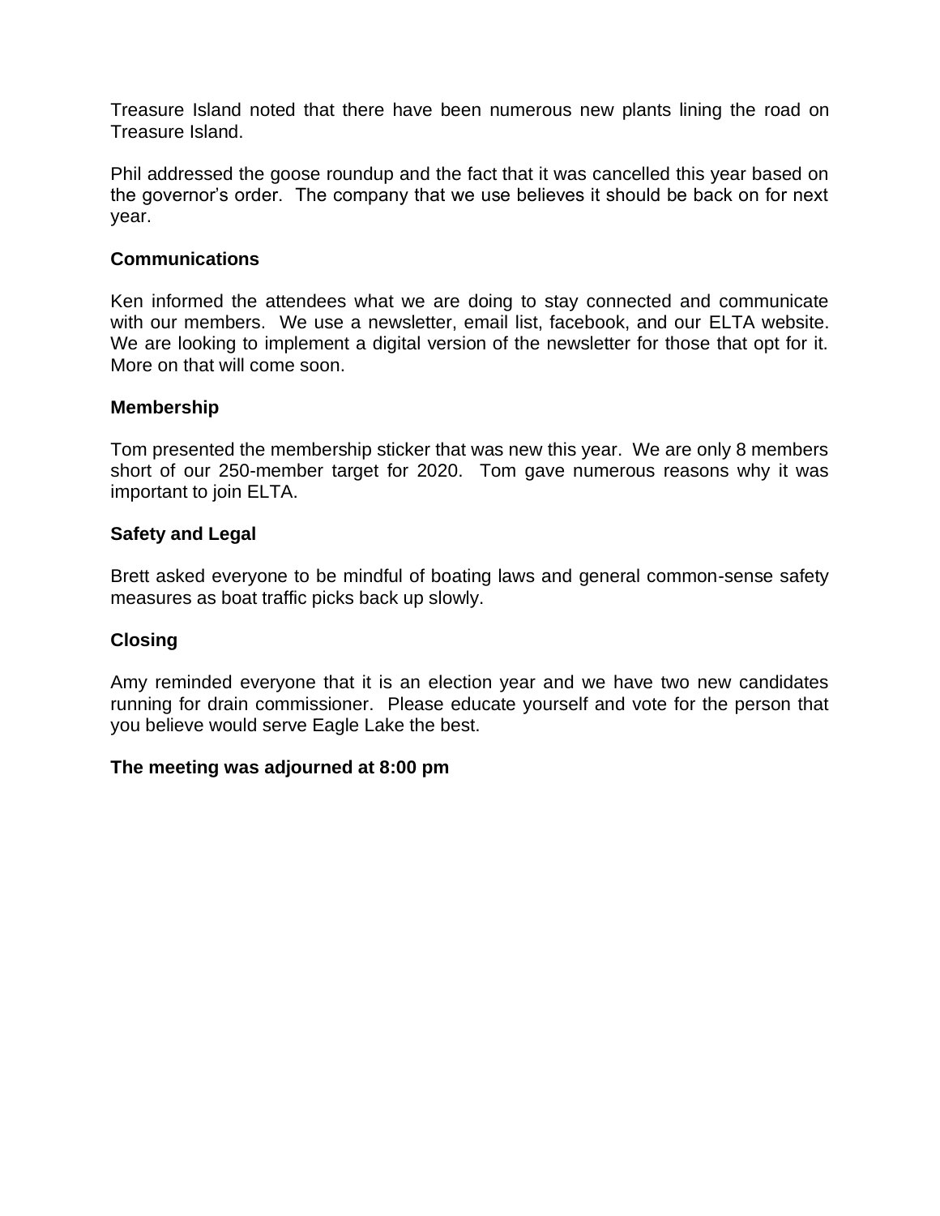Treasure Island noted that there have been numerous new plants lining the road on Treasure Island.

Phil addressed the goose roundup and the fact that it was cancelled this year based on the governor's order. The company that we use believes it should be back on for next year.

**Communications**

Ken informed the attendees what we are doing to stay connected and communicate with our members. We use a newsletter, email list, facebook, and our ELTA website. We are looking to implement a digital version of the newsletter for those that opt for it. More on that will come soon.

**Membership**

Tom presented the membership sticker that was new this year. We are only 8 members short of our 250-member target for 2020. Tom gave numerous reasons why it was important to join ELTA.

**Safety and Legal**

Brett asked everyone to be mindful of boating laws and general common-sense safety measures as boat traffic picks back up slowly.

**Closing**

Amy reminded everyone that it is an election year and we have two new candidates running for drain commissioner. Please educate yourself and vote for the person that you believe would serve Eagle Lake the best.

**The meeting was adjourned at 8:00 pm**